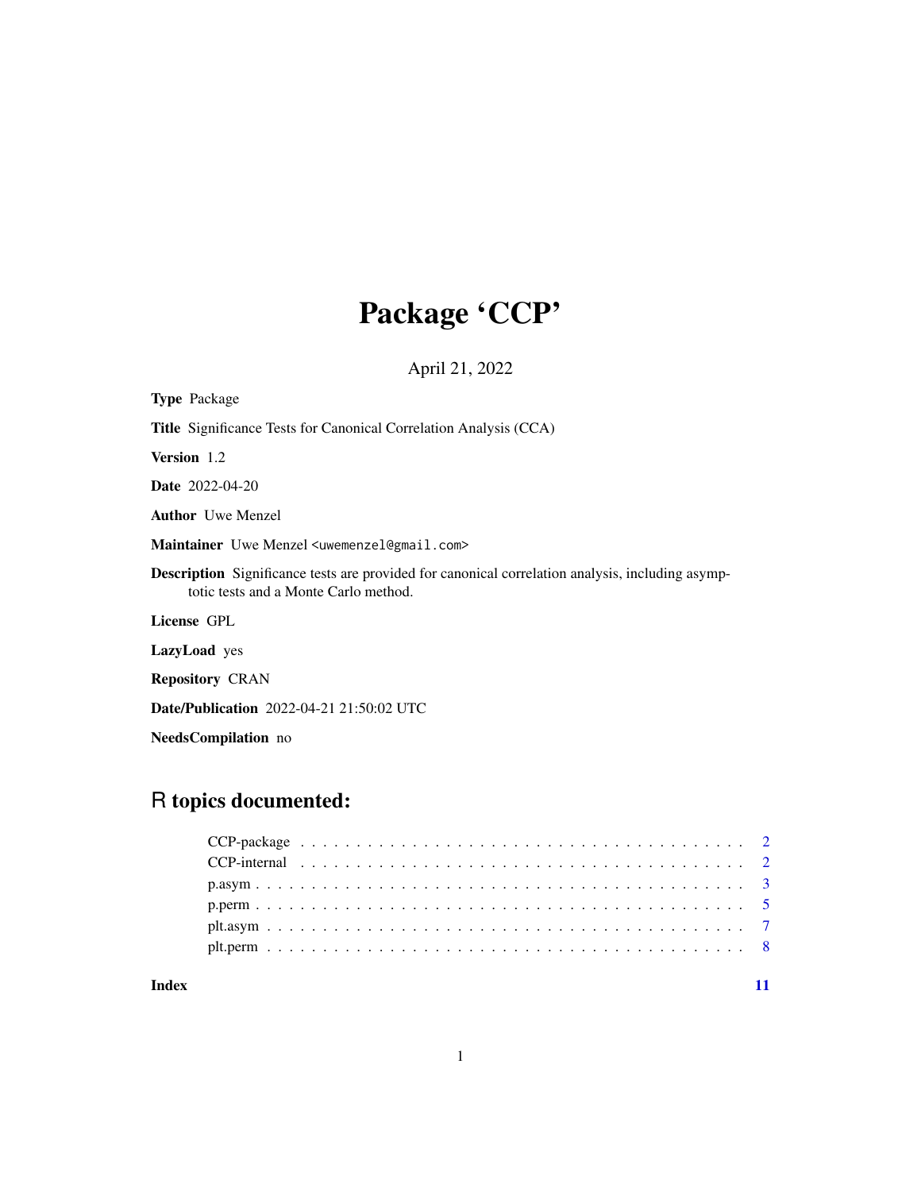# Package 'CCP'

April 21, 2022

**Type** Package

**Title** Significance Tests for Canonical Correlation Analysis (CCA)

**Version** 1.2

**Date** 2022-04-20

**Author** Uwe Menzel

**Maintainer** Uwe Menzel <uwemenzel@gmail.com>

**Description** Significance tests are provided for canonical correlation analysis, including asymptotic tests and a Monte Carlo method.

**License** GPL

**LazyLoad** yes

**Repository** CRAN

**Date/Publication** 2022-04-21 21:50:02 UTC

**NeedsCompilation** no

## R topics documented:

| | |
|---|---|
| CCP-package | 2 |
| CCP-internal | 2 |
| p.asym | 3 |
| p.perm | 5 |
| plt.asym | 7 |
| plt.perm | 8 |
| **Index** | **11** |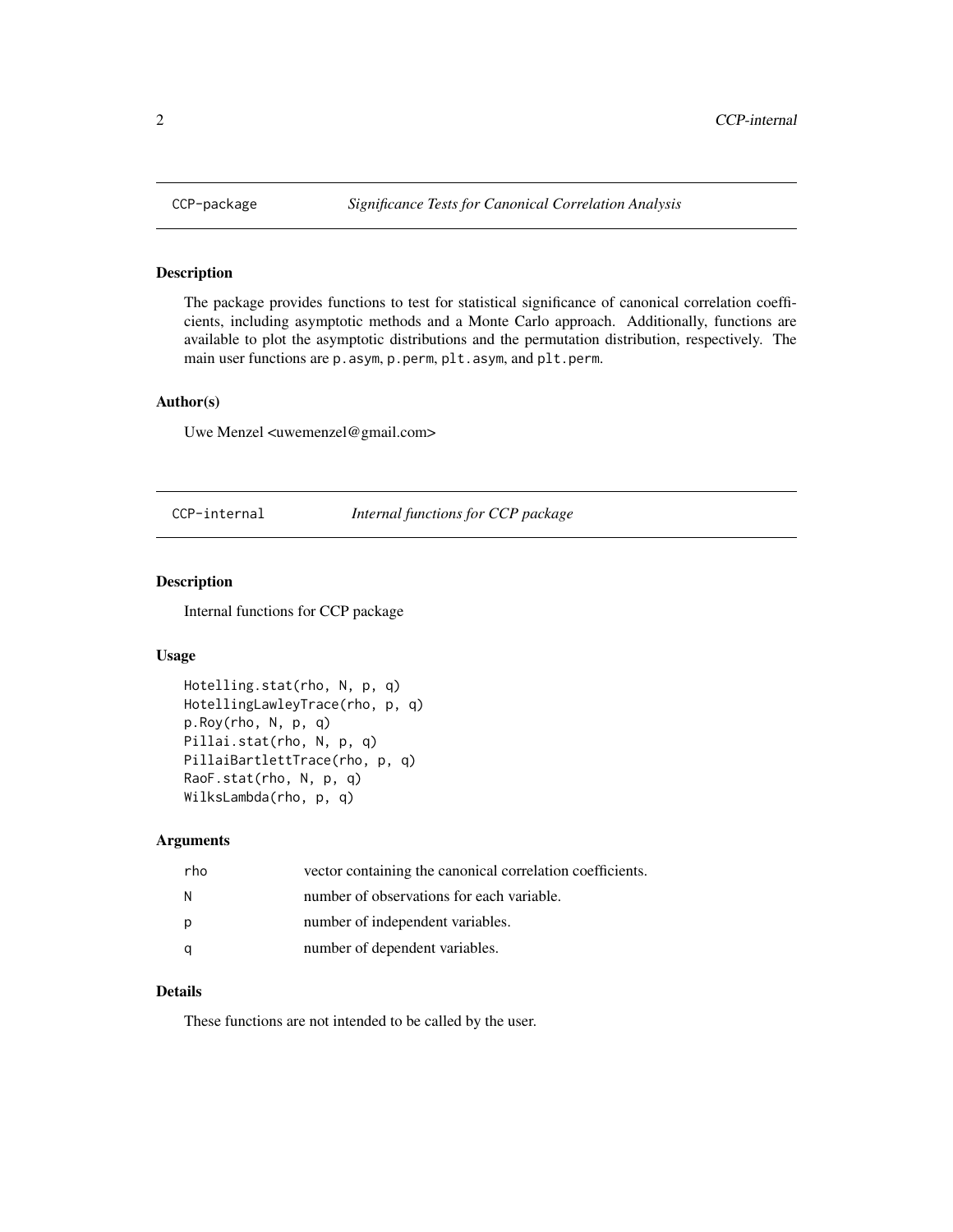## CCP-package — *Significance Tests for Canonical Correlation Analysis*

### Description

The package provides functions to test for statistical significance of canonical correlation coefficients, including asymptotic methods and a Monte Carlo approach. Additionally, functions are available to plot the asymptotic distributions and the permutation distribution, respectively. The main user functions are `p.asym`, `p.perm`, `plt.asym`, and `plt.perm`.

### Author(s)

Uwe Menzel <uwemenzel@gmail.com>

## CCP-internal — *Internal functions for CCP package*

### Description

Internal functions for CCP package

### Usage

```
Hotelling.stat(rho, N, p, q)
HotellingLawleyTrace(rho, p, q)
p.Roy(rho, N, p, q)
Pillai.stat(rho, N, p, q)
PillaiBartlettTrace(rho, p, q)
RaoF.stat(rho, N, p, q)
WilksLambda(rho, p, q)
```

### Arguments

| | |
|---|---|
| `rho` | vector containing the canonical correlation coefficients. |
| `N` | number of observations for each variable. |
| `p` | number of independent variables. |
| `q` | number of dependent variables. |

### Details

These functions are not intended to be called by the user.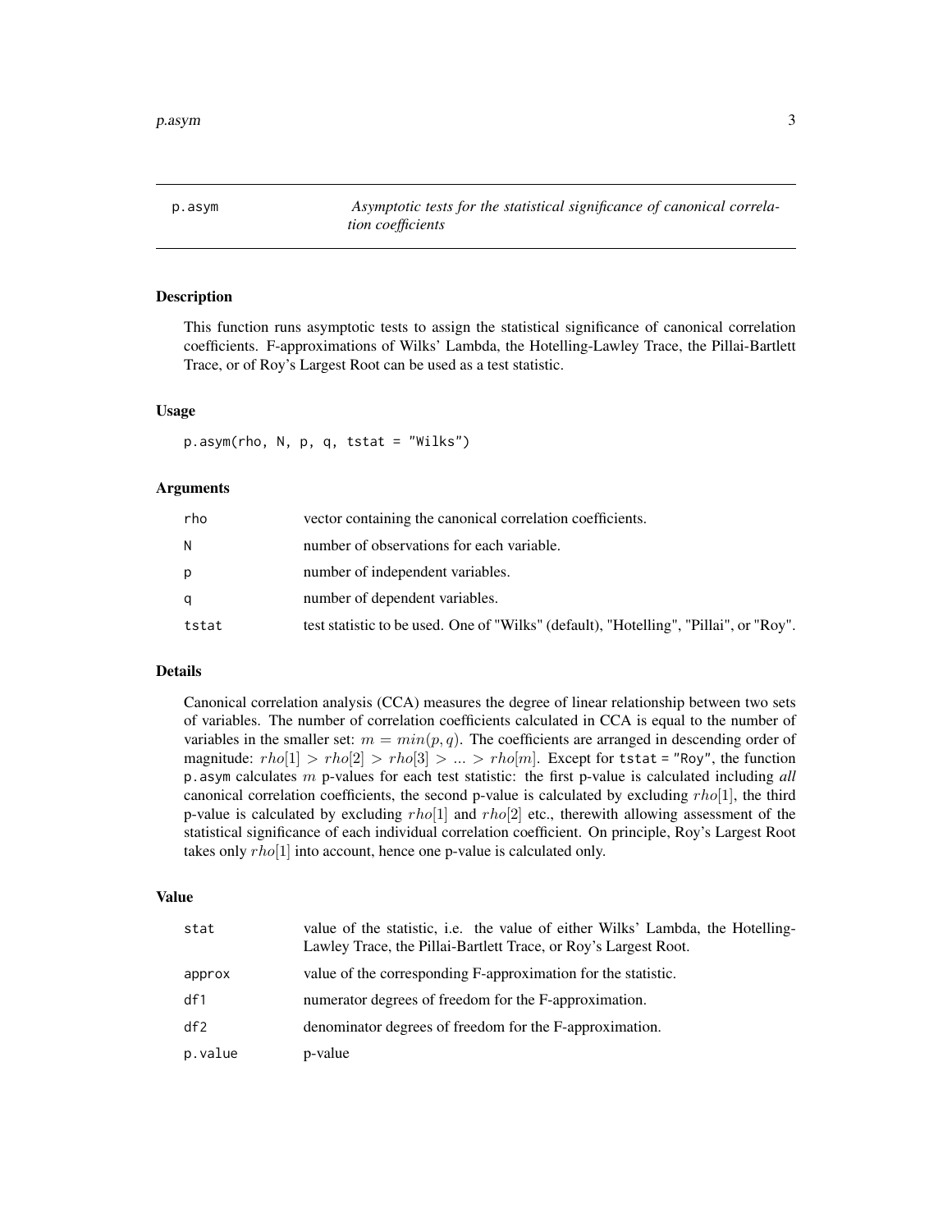# p.asym — *Asymptotic tests for the statistical significance of canonical correlation coefficients*

## Description

This function runs asymptotic tests to assign the statistical significance of canonical correlation coefficients. F-approximations of Wilks' Lambda, the Hotelling-Lawley Trace, the Pillai-Bartlett Trace, or of Roy's Largest Root can be used as a test statistic.

## Usage

```
p.asym(rho, N, p, q, tstat = "Wilks")
```

## Arguments

| | |
|---|---|
| rho | vector containing the canonical correlation coefficients. |
| N | number of observations for each variable. |
| p | number of independent variables. |
| q | number of dependent variables. |
| tstat | test statistic to be used. One of "Wilks" (default), "Hotelling", "Pillai", or "Roy". |

## Details

Canonical correlation analysis (CCA) measures the degree of linear relationship between two sets of variables. The number of correlation coefficients calculated in CCA is equal to the number of variables in the smaller set: $m = min(p, q)$. The coefficients are arranged in descending order of magnitude: $rho[1] > rho[2] > rho[3] > ... > rho[m]$. Except for `tstat = "Roy"`, the function `p.asym` calculates $m$ p-values for each test statistic: the first p-value is calculated including *all* canonical correlation coefficients, the second p-value is calculated by excluding $rho[1]$, the third p-value is calculated by excluding $rho[1]$ and $rho[2]$ etc., therewith allowing assessment of the statistical significance of each individual correlation coefficient. On principle, Roy's Largest Root takes only $rho[1]$ into account, hence one p-value is calculated only.

## Value

| | |
|---|---|
| stat | value of the statistic, i.e. the value of either Wilks' Lambda, the Hotelling-Lawley Trace, the Pillai-Bartlett Trace, or Roy's Largest Root. |
| approx | value of the corresponding F-approximation for the statistic. |
| df1 | numerator degrees of freedom for the F-approximation. |
| df2 | denominator degrees of freedom for the F-approximation. |
| p.value | p-value |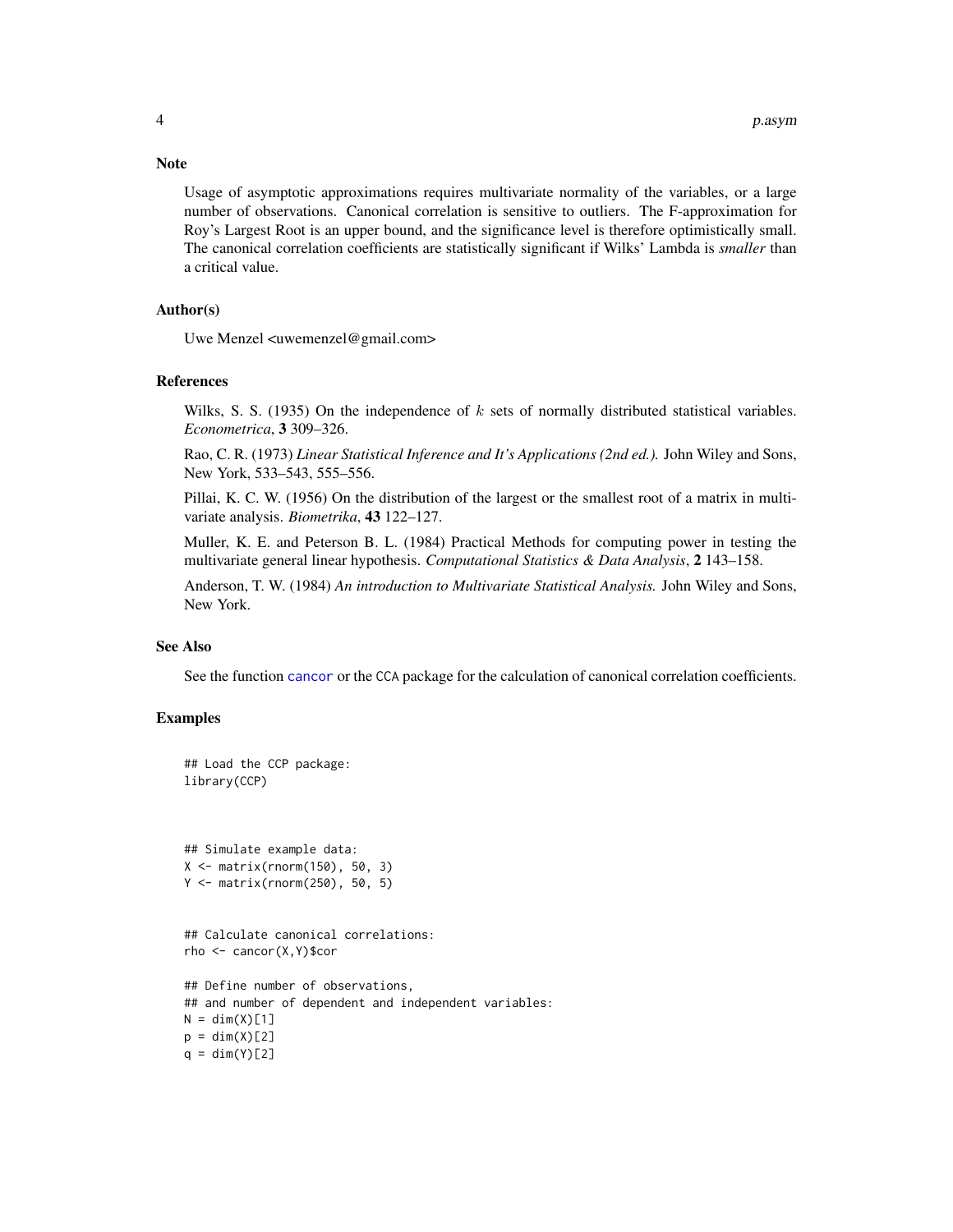## Note

Usage of asymptotic approximations requires multivariate normality of the variables, or a large number of observations. Canonical correlation is sensitive to outliers. The F-approximation for Roy's Largest Root is an upper bound, and the significance level is therefore optimistically small. The canonical correlation coefficients are statistically significant if Wilks' Lambda is *smaller* than a critical value.

## Author(s)

Uwe Menzel <uwemenzel@gmail.com>

## References

Wilks, S. S. (1935) On the independence of $k$ sets of normally distributed statistical variables. *Econometrica*, **3** 309–326.

Rao, C. R. (1973) *Linear Statistical Inference and It's Applications (2nd ed.).* John Wiley and Sons, New York, 533–543, 555–556.

Pillai, K. C. W. (1956) On the distribution of the largest or the smallest root of a matrix in multivariate analysis. *Biometrika*, **43** 122–127.

Muller, K. E. and Peterson B. L. (1984) Practical Methods for computing power in testing the multivariate general linear hypothesis. *Computational Statistics & Data Analysis*, **2** 143–158.

Anderson, T. W. (1984) *An introduction to Multivariate Statistical Analysis.* John Wiley and Sons, New York.

## See Also

See the function cancor or the CCA package for the calculation of canonical correlation coefficients.

## Examples

```
## Load the CCP package:
library(CCP)



## Simulate example data:
X <- matrix(rnorm(150), 50, 3)
Y <- matrix(rnorm(250), 50, 5)


## Calculate canonical correlations:
rho <- cancor(X,Y)$cor

## Define number of observations,
## and number of dependent and independent variables:
N = dim(X)[1]
p = dim(X)[2]
q = dim(Y)[2]
```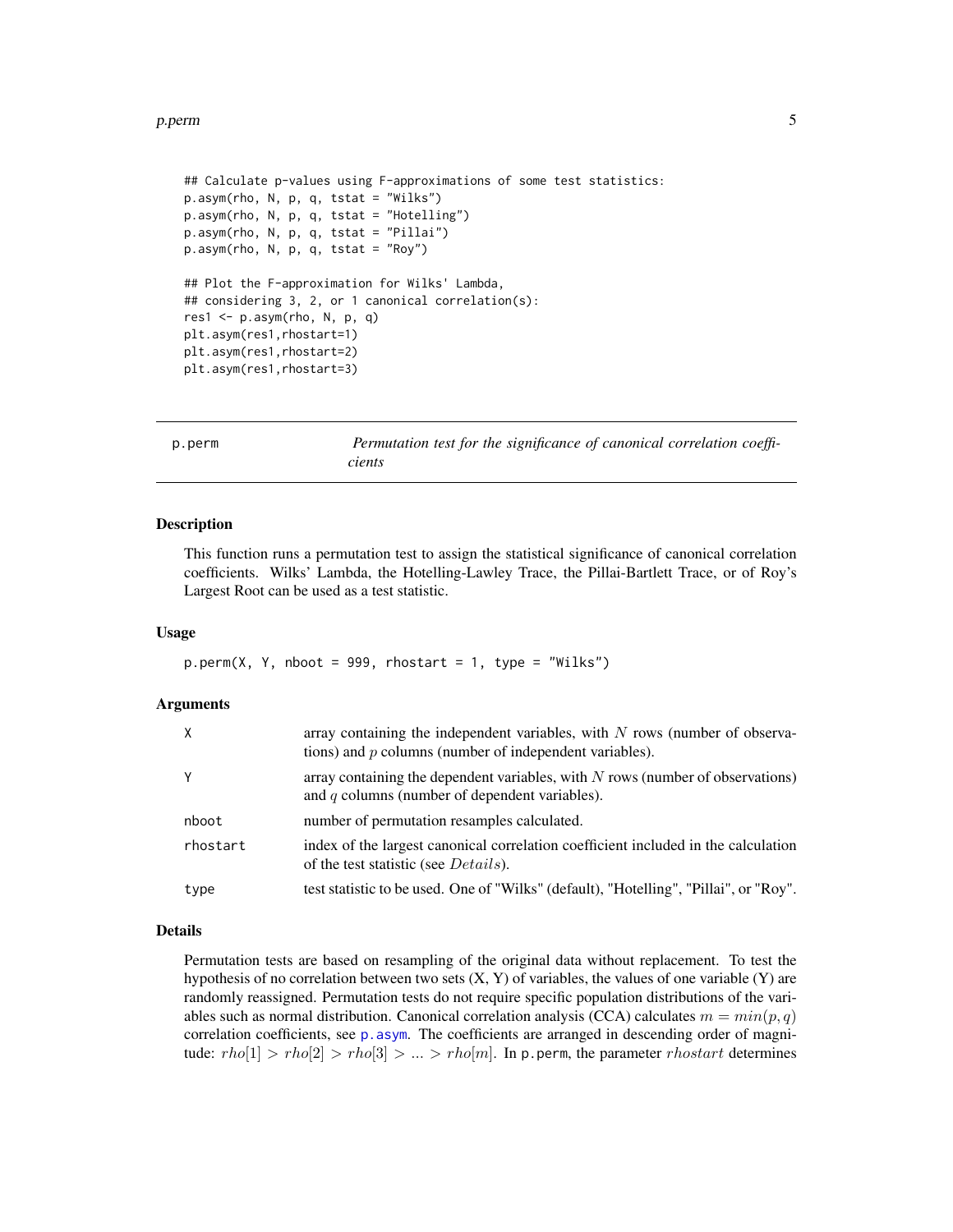```
## Calculate p-values using F-approximations of some test statistics:
p.asym(rho, N, p, q, tstat = "Wilks")
p.asym(rho, N, p, q, tstat = "Hotelling")
p.asym(rho, N, p, q, tstat = "Pillai")
p.asym(rho, N, p, q, tstat = "Roy")

## Plot the F-approximation for Wilks' Lambda,
## considering 3, 2, or 1 canonical correlation(s):
res1 <- p.asym(rho, N, p, q)
plt.asym(res1,rhostart=1)
plt.asym(res1,rhostart=2)
plt.asym(res1,rhostart=3)
```

---

## p.perm — *Permutation test for the significance of canonical correlation coefficients*

### Description

This function runs a permutation test to assign the statistical significance of canonical correlation coefficients. Wilks' Lambda, the Hotelling-Lawley Trace, the Pillai-Bartlett Trace, or of Roy's Largest Root can be used as a test statistic.

### Usage

```
p.perm(X, Y, nboot = 999, rhostart = 1, type = "Wilks")
```

### Arguments

| | |
|---|---|
| X | array containing the independent variables, with $N$ rows (number of observations) and $p$ columns (number of independent variables). |
| Y | array containing the dependent variables, with $N$ rows (number of observations) and $q$ columns (number of dependent variables). |
| nboot | number of permutation resamples calculated. |
| rhostart | index of the largest canonical correlation coefficient included in the calculation of the test statistic (see $Details$). |
| type | test statistic to be used. One of "Wilks" (default), "Hotelling", "Pillai", or "Roy". |

### Details

Permutation tests are based on resampling of the original data without replacement. To test the hypothesis of no correlation between two sets (X, Y) of variables, the values of one variable (Y) are randomly reassigned. Permutation tests do not require specific population distributions of the variables such as normal distribution. Canonical correlation analysis (CCA) calculates $m = min(p, q)$ correlation coefficients, see p.asym. The coefficients are arranged in descending order of magnitude: $rho[1] > rho[2] > rho[3] > ... > rho[m]$. In p.perm, the parameter $rhostart$ determines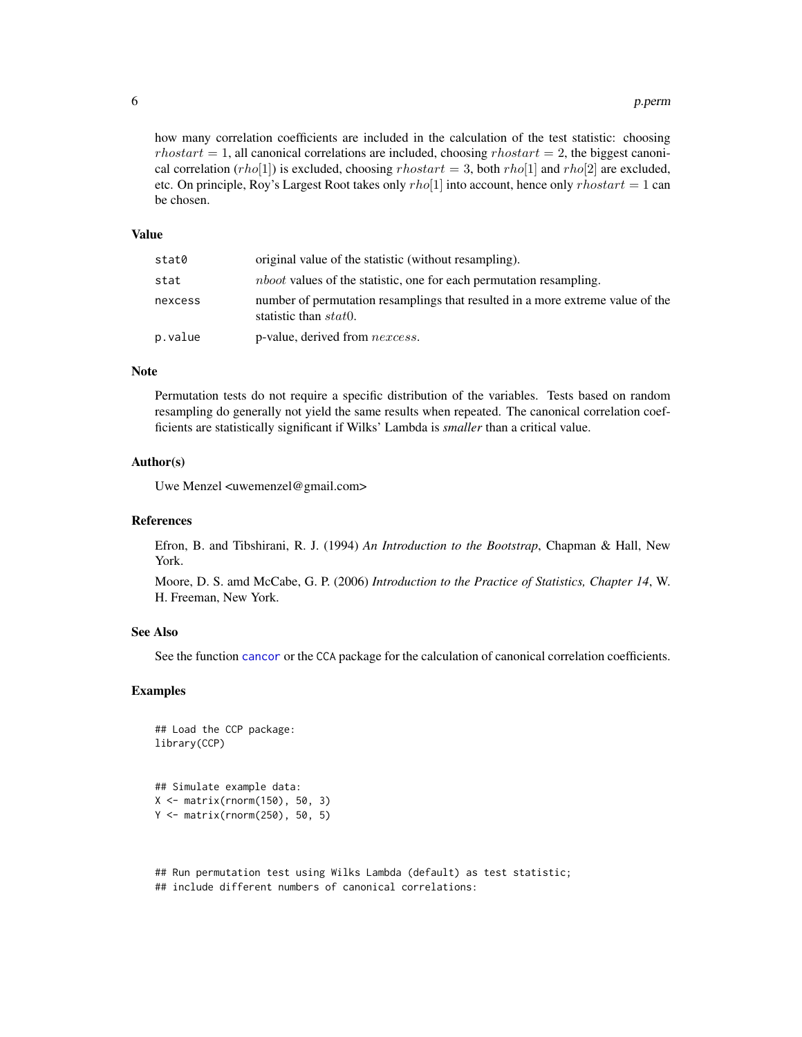how many correlation coefficients are included in the calculation of the test statistic: choosing $rhostart = 1$, all canonical correlations are included, choosing $rhostart = 2$, the biggest canonical correlation ($rho[1]$) is excluded, choosing $rhostart = 3$, both $rho[1]$ and $rho[2]$ are excluded, etc. On principle, Roy's Largest Root takes only $rho[1]$ into account, hence only $rhostart = 1$ can be chosen.

## Value

| | |
|---|---|
| `stat0` | original value of the statistic (without resampling). |
| `stat` | $nboot$ values of the statistic, one for each permutation resampling. |
| `nexcess` | number of permutation resamplings that resulted in a more extreme value of the statistic than $stat0$. |
| `p.value` | p-value, derived from $nexcess$. |

## Note

Permutation tests do not require a specific distribution of the variables. Tests based on random resampling do generally not yield the same results when repeated. The canonical correlation coefficients are statistically significant if Wilks' Lambda is *smaller* than a critical value.

## Author(s)

Uwe Menzel <uwemenzel@gmail.com>

## References

Efron, B. and Tibshirani, R. J. (1994) *An Introduction to the Bootstrap*, Chapman & Hall, New York.

Moore, D. S. amd McCabe, G. P. (2006) *Introduction to the Practice of Statistics, Chapter 14*, W. H. Freeman, New York.

## See Also

See the function `cancor` or the CCA package for the calculation of canonical correlation coefficients.

## Examples

```
## Load the CCP package:
library(CCP)


## Simulate example data:
X <- matrix(rnorm(150), 50, 3)
Y <- matrix(rnorm(250), 50, 5)



## Run permutation test using Wilks Lambda (default) as test statistic;
## include different numbers of canonical correlations:
```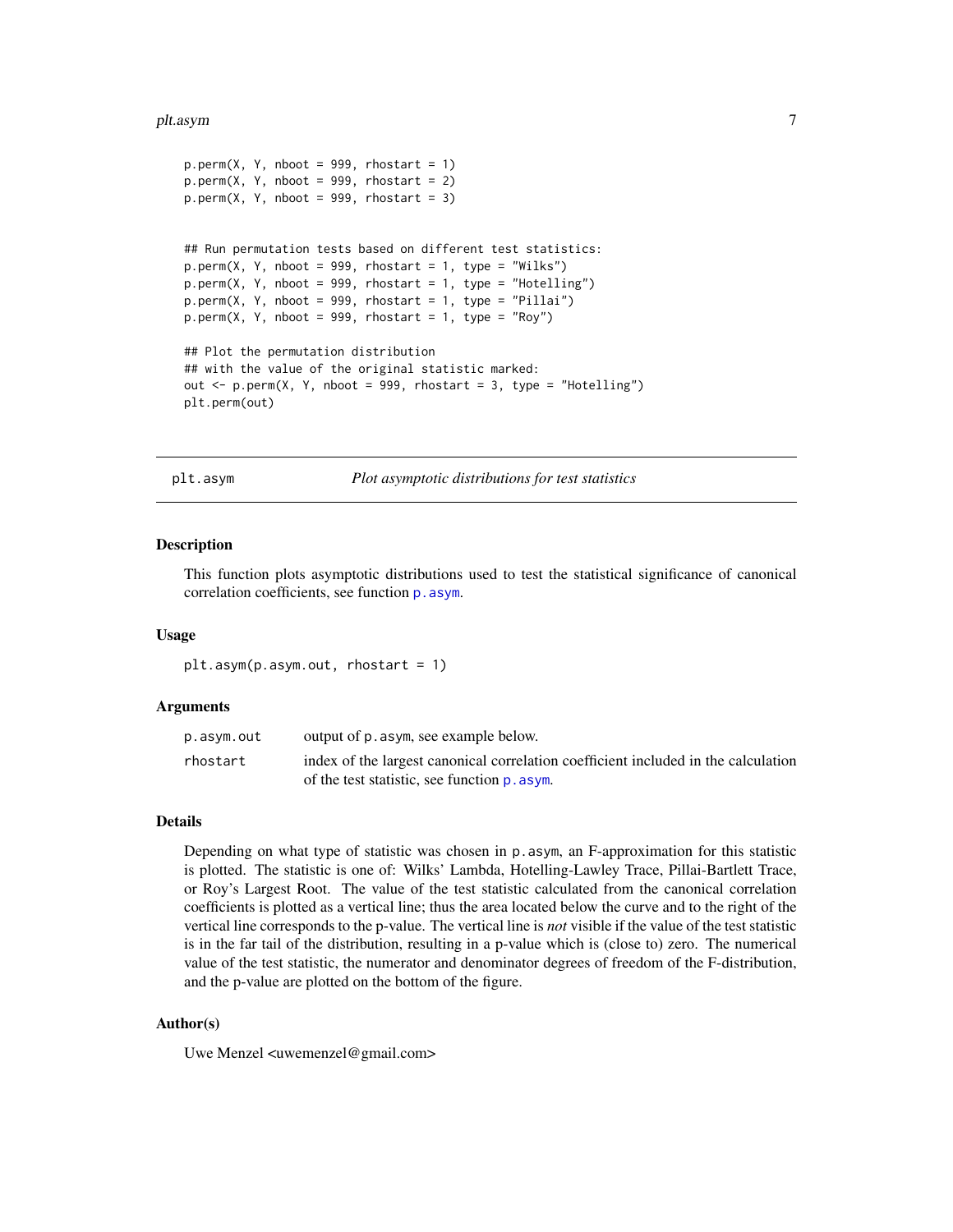```
p.perm(X, Y, nboot = 999, rhostart = 1)
p.perm(X, Y, nboot = 999, rhostart = 2)
p.perm(X, Y, nboot = 999, rhostart = 3)


## Run permutation tests based on different test statistics:
p.perm(X, Y, nboot = 999, rhostart = 1, type = "Wilks")
p.perm(X, Y, nboot = 999, rhostart = 1, type = "Hotelling")
p.perm(X, Y, nboot = 999, rhostart = 1, type = "Pillai")
p.perm(X, Y, nboot = 999, rhostart = 1, type = "Roy")

## Plot the permutation distribution
## with the value of the original statistic marked:
out <- p.perm(X, Y, nboot = 999, rhostart = 3, type = "Hotelling")
plt.perm(out)
```

---

## plt.asym — *Plot asymptotic distributions for test statistics*

### Description

This function plots asymptotic distributions used to test the statistical significance of canonical correlation coefficients, see function `p.asym`.

### Usage

```
plt.asym(p.asym.out, rhostart = 1)
```

### Arguments

| | |
|---|---|
| `p.asym.out` | output of `p.asym`, see example below. |
| `rhostart` | index of the largest canonical correlation coefficient included in the calculation of the test statistic, see function `p.asym`. |

### Details

Depending on what type of statistic was chosen in `p.asym`, an F-approximation for this statistic is plotted. The statistic is one of: Wilks' Lambda, Hotelling-Lawley Trace, Pillai-Bartlett Trace, or Roy's Largest Root. The value of the test statistic calculated from the canonical correlation coefficients is plotted as a vertical line; thus the area located below the curve and to the right of the vertical line corresponds to the p-value. The vertical line is *not* visible if the value of the test statistic is in the far tail of the distribution, resulting in a p-value which is (close to) zero. The numerical value of the test statistic, the numerator and denominator degrees of freedom of the F-distribution, and the p-value are plotted on the bottom of the figure.

### Author(s)

Uwe Menzel <uwemenzel@gmail.com>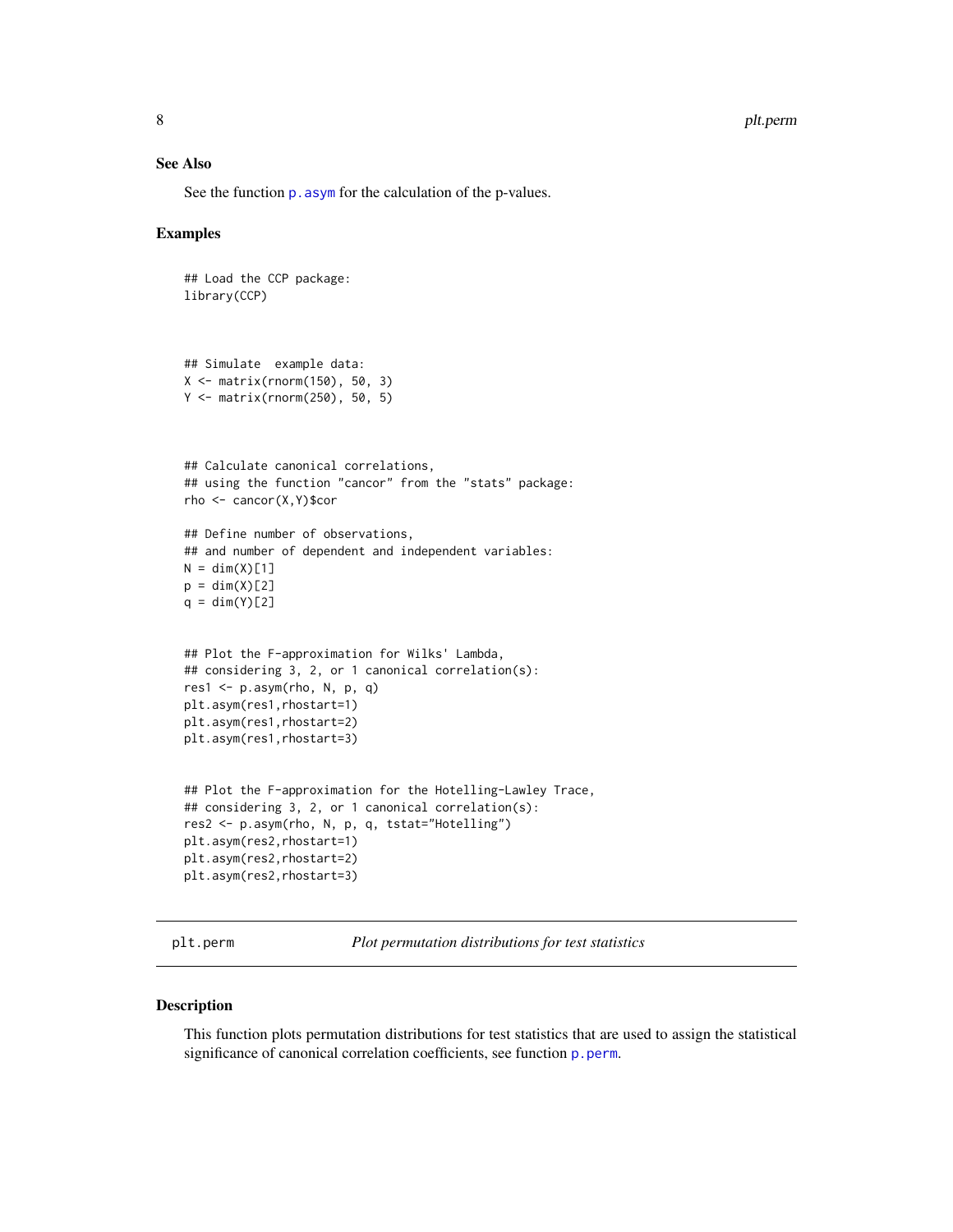### See Also

See the function `p.asym` for the calculation of the p-values.

### Examples

```
## Load the CCP package:
library(CCP)



## Simulate  example data:
X <- matrix(rnorm(150), 50, 3)
Y <- matrix(rnorm(250), 50, 5)



## Calculate canonical correlations,
## using the function "cancor" from the "stats" package:
rho <- cancor(X,Y)$cor

## Define number of observations,
## and number of dependent and independent variables:
N = dim(X)[1]
p = dim(X)[2]
q = dim(Y)[2]


## Plot the F-approximation for Wilks' Lambda,
## considering 3, 2, or 1 canonical correlation(s):
res1 <- p.asym(rho, N, p, q)
plt.asym(res1,rhostart=1)
plt.asym(res1,rhostart=2)
plt.asym(res1,rhostart=3)


## Plot the F-approximation for the Hotelling-Lawley Trace,
## considering 3, 2, or 1 canonical correlation(s):
res2 <- p.asym(rho, N, p, q, tstat="Hotelling")
plt.asym(res2,rhostart=1)
plt.asym(res2,rhostart=2)
plt.asym(res2,rhostart=3)
```

---

## plt.perm *Plot permutation distributions for test statistics*

### Description

This function plots permutation distributions for test statistics that are used to assign the statistical significance of canonical correlation coefficients, see function `p.perm`.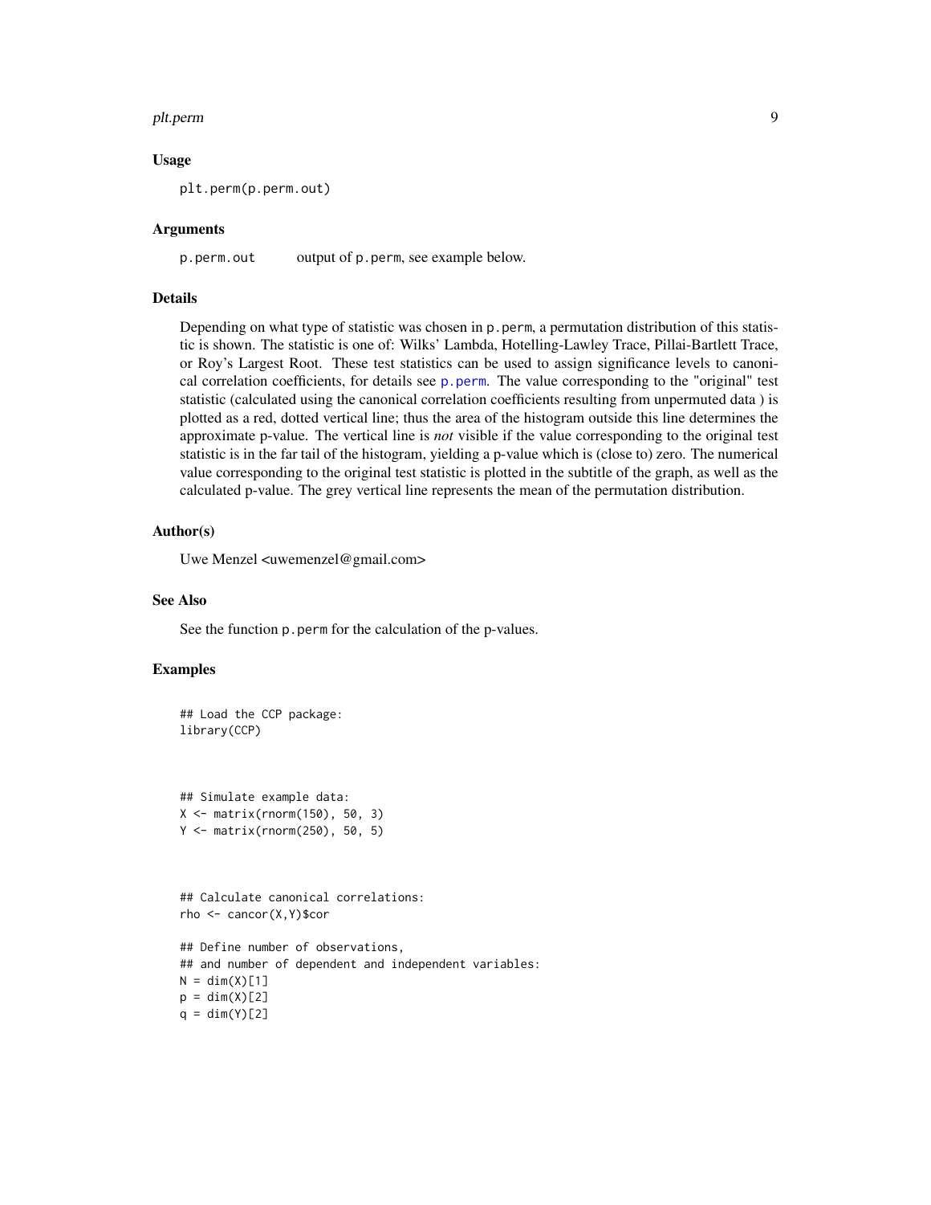### Usage

```
plt.perm(p.perm.out)
```

### Arguments

p.perm.out     output of p.perm, see example below.

### Details

Depending on what type of statistic was chosen in p.perm, a permutation distribution of this statistic is shown. The statistic is one of: Wilks' Lambda, Hotelling-Lawley Trace, Pillai-Bartlett Trace, or Roy's Largest Root. These test statistics can be used to assign significance levels to canonical correlation coefficients, for details see p.perm. The value corresponding to the "original" test statistic (calculated using the canonical correlation coefficients resulting from unpermuted data ) is plotted as a red, dotted vertical line; thus the area of the histogram outside this line determines the approximate p-value. The vertical line is *not* visible if the value corresponding to the original test statistic is in the far tail of the histogram, yielding a p-value which is (close to) zero. The numerical value corresponding to the original test statistic is plotted in the subtitle of the graph, as well as the calculated p-value. The grey vertical line represents the mean of the permutation distribution.

### Author(s)

Uwe Menzel <uwemenzel@gmail.com>

### See Also

See the function p.perm for the calculation of the p-values.

### Examples

```
## Load the CCP package:
library(CCP)



## Simulate example data:
X <- matrix(rnorm(150), 50, 3)
Y <- matrix(rnorm(250), 50, 5)



## Calculate canonical correlations:
rho <- cancor(X,Y)$cor

## Define number of observations,
## and number of dependent and independent variables:
N = dim(X)[1]
p = dim(X)[2]
q = dim(Y)[2]
```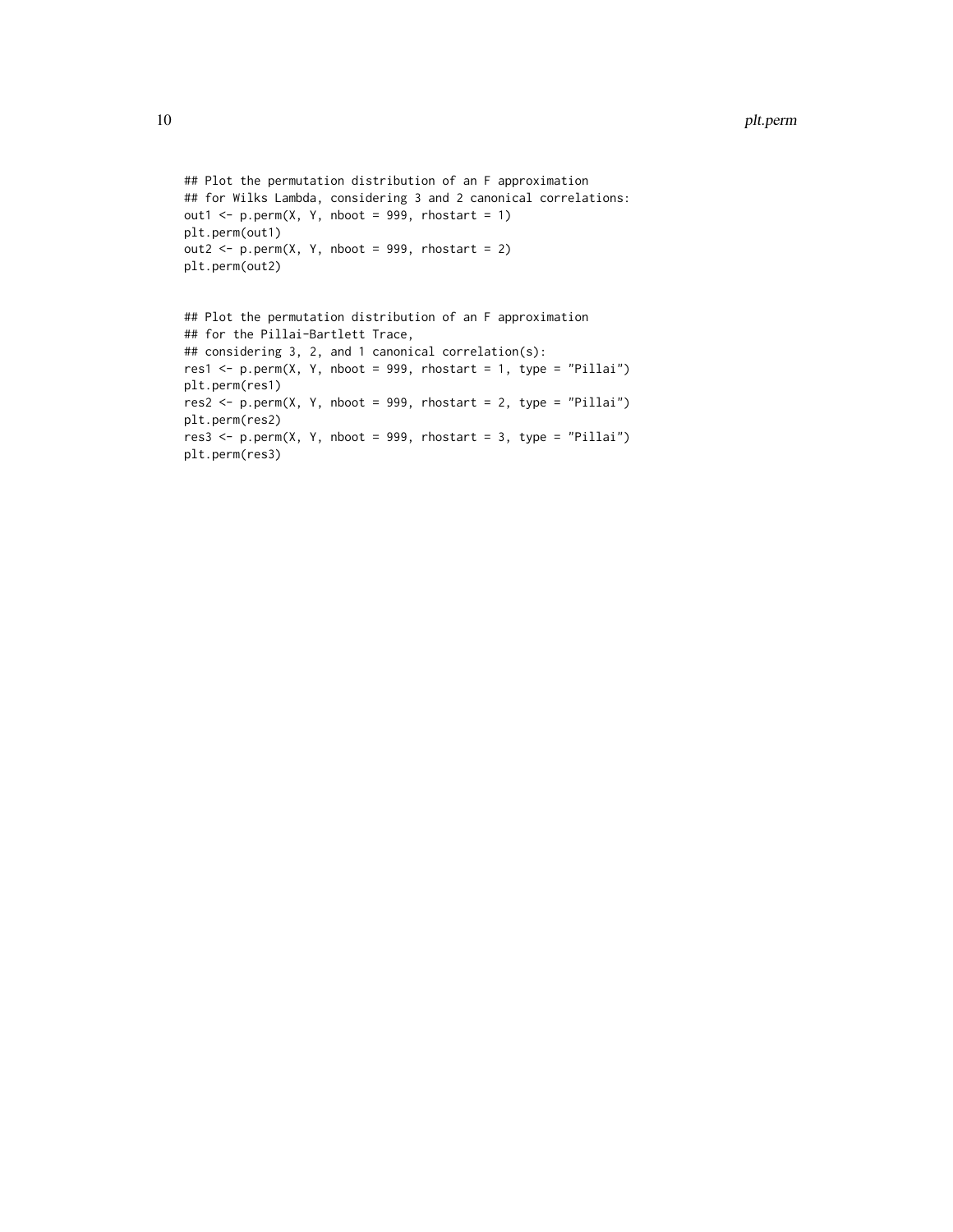```
## Plot the permutation distribution of an F approximation
## for Wilks Lambda, considering 3 and 2 canonical correlations:
out1 <- p.perm(X, Y, nboot = 999, rhostart = 1)
plt.perm(out1)
out2 <- p.perm(X, Y, nboot = 999, rhostart = 2)
plt.perm(out2)


## Plot the permutation distribution of an F approximation
## for the Pillai-Bartlett Trace,
## considering 3, 2, and 1 canonical correlation(s):
res1 <- p.perm(X, Y, nboot = 999, rhostart = 1, type = "Pillai")
plt.perm(res1)
res2 <- p.perm(X, Y, nboot = 999, rhostart = 2, type = "Pillai")
plt.perm(res2)
res3 <- p.perm(X, Y, nboot = 999, rhostart = 3, type = "Pillai")
plt.perm(res3)
```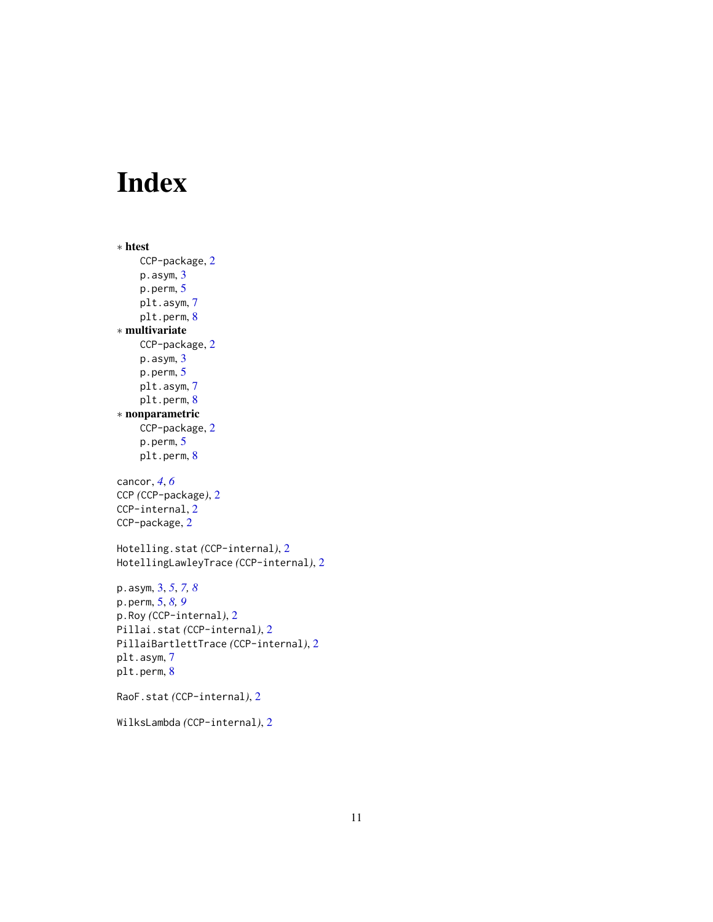# Index

∗ **htest**
- CCP-package, 2
- p.asym, 3
- p.perm, 5
- plt.asym, 7
- plt.perm, 8

∗ **multivariate**
- CCP-package, 2
- p.asym, 3
- p.perm, 5
- plt.asym, 7
- plt.perm, 8

∗ **nonparametric**
- CCP-package, 2
- p.perm, 5
- plt.perm, 8

cancor, *4*, *6*
CCP *(*CCP-package*)*, 2
CCP-internal, 2
CCP-package, 2

Hotelling.stat *(*CCP-internal*)*, 2
HotellingLawleyTrace *(*CCP-internal*)*, 2

p.asym, 3, *5*, *7, 8*
p.perm, 5, *8, 9*
p.Roy *(*CCP-internal*)*, 2
Pillai.stat *(*CCP-internal*)*, 2
PillaiBartlettTrace *(*CCP-internal*)*, 2
plt.asym, 7
plt.perm, 8

RaoF.stat *(*CCP-internal*)*, 2

WilksLambda *(*CCP-internal*)*, 2